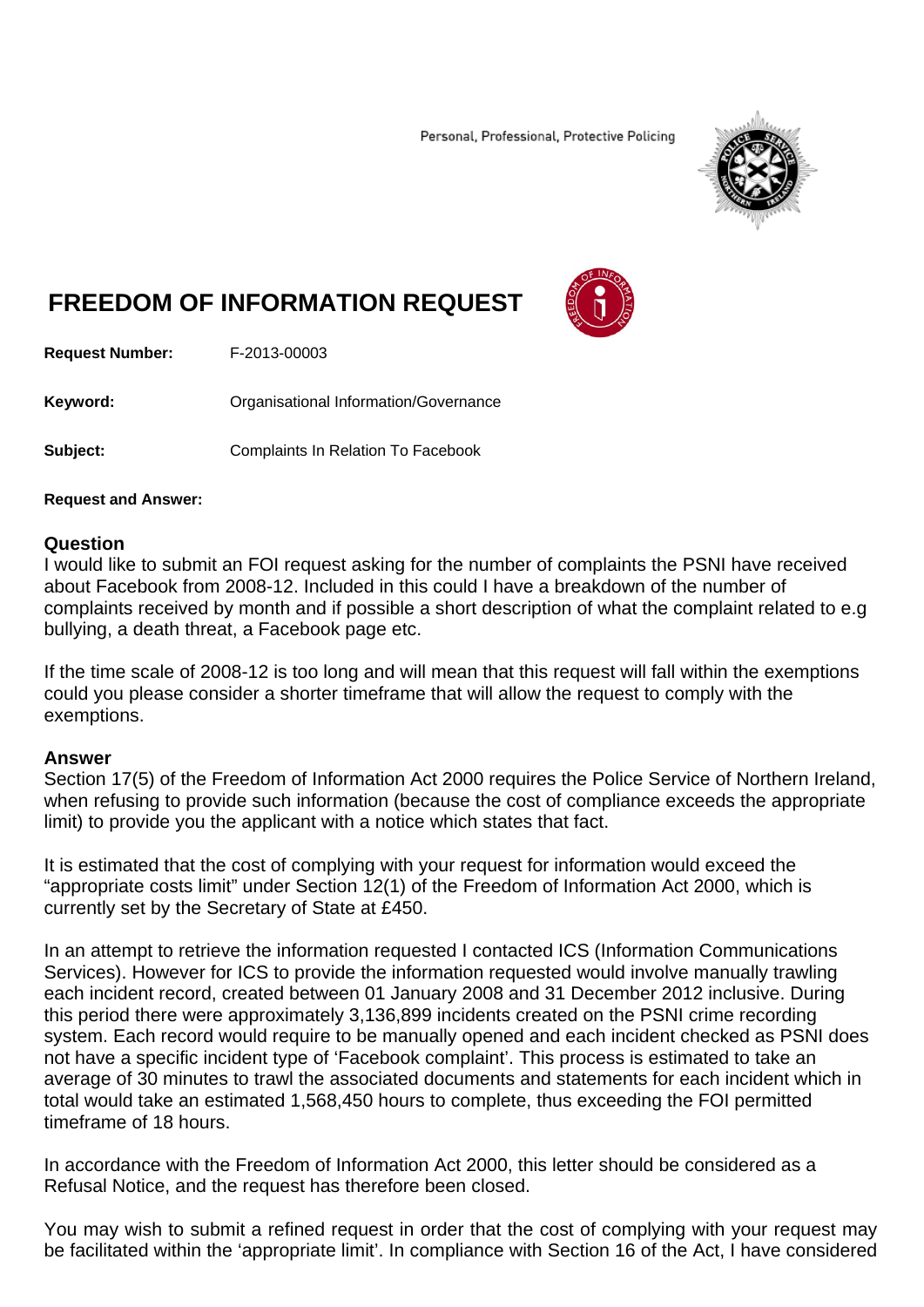Personal, Professional, Protective Policing

# FREEDOM OF INFORMATION REQUEST

**Request Number:** F-2013-00003

**Keyword:** Organisational Information/Governance

**Subject:** Complaints In Relation To Facebook

**Request and Answer:**

## Question

I would like to submit an FOI request asking for the number of complaints the PSNI have received about Facebook from 2008-12. Included in this could I have a breakdown of the number of complaints received by month and if possible a short description of what the complaint related to e.g bullying, a death threat, a Facebook page etc.

If the time scale of 2008-12 is too long and will mean that this request will fall within the exemptions could you please consider a shorter timeframe that will allow the request to comply with the exemptions.

## Answer

Section 17(5) of the Freedom of Information Act 2000 requires the Police Service of Northern Ireland, when refusing to provide such information (because the cost of compliance exceeds the appropriate limit) to provide you the applicant with a notice which states that fact.

It is estimated that the cost of complying with your request for information would exceed the "appropriate costs limit" under Section 12(1) of the Freedom of Information Act 2000, which is currently set by the Secretary of State at £450.

In an attempt to retrieve the information requested I contacted ICS (Information Communications Services). However for ICS to provide the information requested would involve manually trawling each incident record, created between 01 January 2008 and 31 December 2012 inclusive. During this period there were approximately 3,136,899 incidents created on the PSNI crime recording system. Each record would require to be manually opened and each incident checked as PSNI does not have a specific incident type of 'Facebook complaint'. This process is estimated to take an average of 30 minutes to trawl the associated documents and statements for each incident which in total would take an estimated 1,568,450 hours to complete, thus exceeding the FOI permitted timeframe of 18 hours.

In accordance with the Freedom of Information Act 2000, this letter should be considered as a Refusal Notice, and the request has therefore been closed.

You may wish to submit a refined request in order that the cost of complying with your request may be facilitated within the 'appropriate limit'. In compliance with Section 16 of the Act, I have considered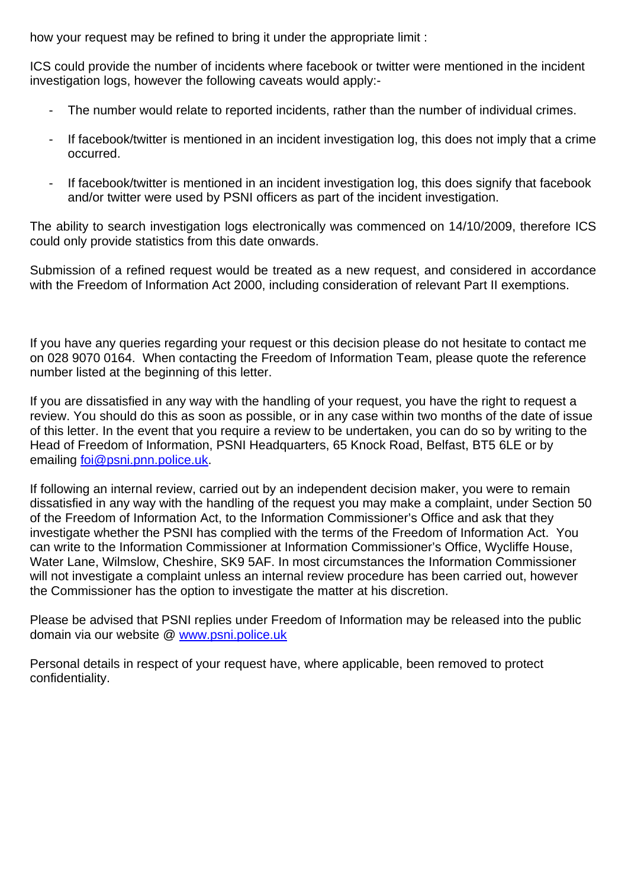how your request may be refined to bring it under the appropriate limit :

ICS could provide the number of incidents where facebook or twitter were mentioned in the incident investigation logs, however the following caveats would apply:-

- The number would relate to reported incidents, rather than the number of individual crimes.
- If facebook/twitter is mentioned in an incident investigation log, this does not imply that a crime occurred.
- If facebook/twitter is mentioned in an incident investigation log, this does signify that facebook and/or twitter were used by PSNI officers as part of the incident investigation.

The ability to search investigation logs electronically was commenced on 14/10/2009, therefore ICS could only provide statistics from this date onwards.

Submission of a refined request would be treated as a new request, and considered in accordance with the Freedom of Information Act 2000, including consideration of relevant Part II exemptions.

If you have any queries regarding your request or this decision please do not hesitate to contact me on 028 9070 0164. When contacting the Freedom of Information Team, please quote the reference number listed at the beginning of this letter.

If you are dissatisfied in any way with the handling of your request, you have the right to request a review. You should do this as soon as possible, or in any case within two months of the date of issue of this letter. In the event that you require a review to be undertaken, you can do so by writing to the Head of Freedom of Information, PSNI Headquarters, 65 Knock Road, Belfast, BT5 6LE or by emailing foi@psni.pnn.police.uk.

If following an internal review, carried out by an independent decision maker, you were to remain dissatisfied in any way with the handling of the request you may make a complaint, under Section 50 of the Freedom of Information Act, to the Information Commissioner's Office and ask that they investigate whether the PSNI has complied with the terms of the Freedom of Information Act. You can write to the Information Commissioner at Information Commissioner's Office, Wycliffe House, Water Lane, Wilmslow, Cheshire, SK9 5AF. In most circumstances the Information Commissioner will not investigate a complaint unless an internal review procedure has been carried out, however the Commissioner has the option to investigate the matter at his discretion.

Please be advised that PSNI replies under Freedom of Information may be released into the public domain via our website @ www.psni.police.uk

Personal details in respect of your request have, where applicable, been removed to protect confidentiality.